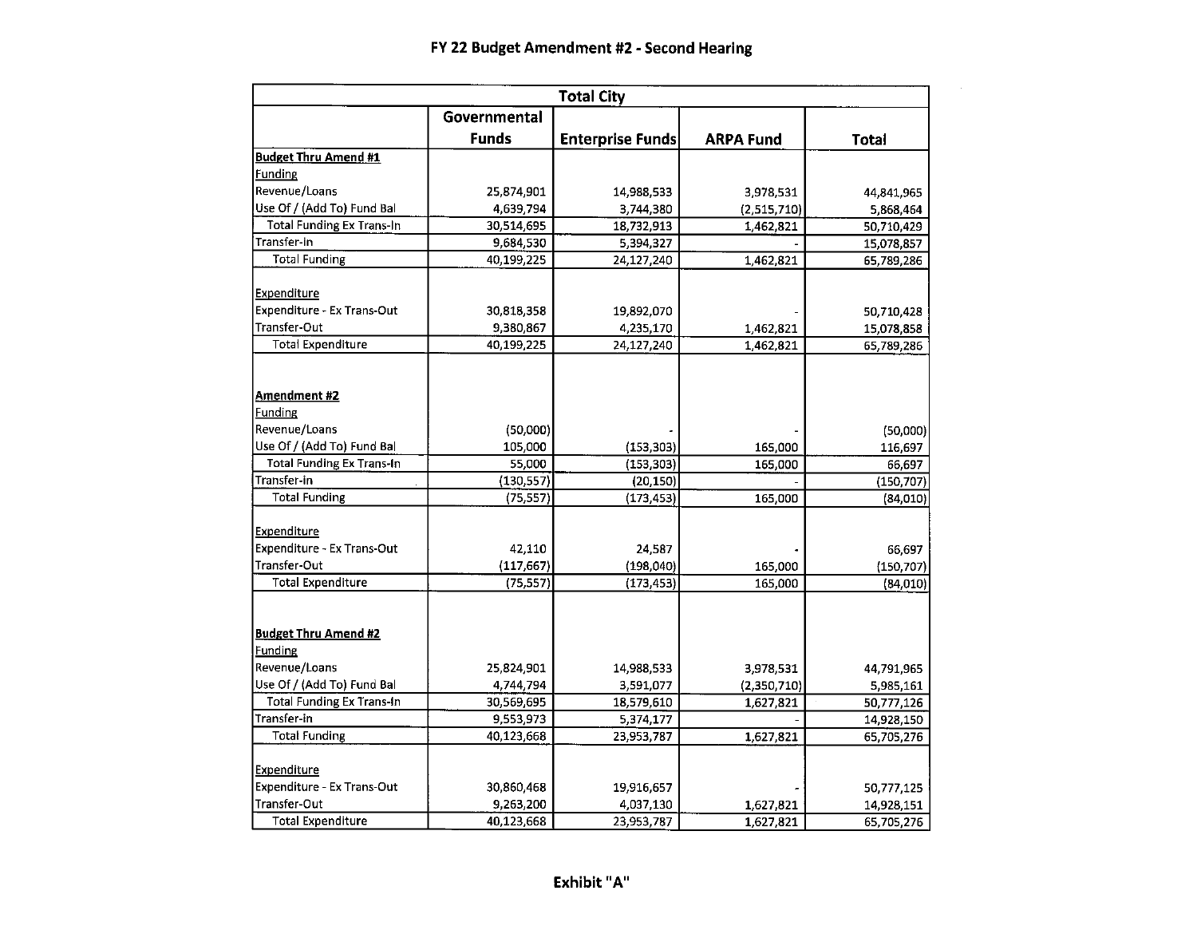# FY 22 Budget Amendment #2 - Second Hearing

| Total City | | | | |
|---|---|---|---|---|
| | Governmental Funds | Enterprise Funds | ARPA Fund | Total |
| **Budget Thru Amend #1** | | | | |
| Funding | | | | |
| Revenue/Loans | 25,874,901 | 14,988,533 | 3,978,531 | 44,841,965 |
| Use Of / (Add To) Fund Bal | 4,639,794 | 3,744,380 | (2,515,710) | 5,868,464 |
| Total Funding Ex Trans-In | 30,514,695 | 18,732,913 | 1,462,821 | 50,710,429 |
| Transfer-In | 9,684,530 | 5,394,327 | - | 15,078,857 |
| Total Funding | 40,199,225 | 24,127,240 | 1,462,821 | 65,789,286 |
| | | | | |
| Expenditure | | | | |
| Expenditure - Ex Trans-Out | 30,818,358 | 19,892,070 | - | 50,710,428 |
| Transfer-Out | 9,380,867 | 4,235,170 | 1,462,821 | 15,078,858 |
| Total Expenditure | 40,199,225 | 24,127,240 | 1,462,821 | 65,789,286 |
| | | | | |
| **Amendment #2** | | | | |
| Funding | | | | |
| Revenue/Loans | (50,000) | - | - | (50,000) |
| Use Of / (Add To) Fund Bal | 105,000 | (153,303) | 165,000 | 116,697 |
| Total Funding Ex Trans-In | 55,000 | (153,303) | 165,000 | 66,697 |
| Transfer-In | (130,557) | (20,150) | - | (150,707) |
| Total Funding | (75,557) | (173,453) | 165,000 | (84,010) |
| | | | | |
| Expenditure | | | | |
| Expenditure - Ex Trans-Out | 42,110 | 24,587 | - | 66,697 |
| Transfer-Out | (117,667) | (198,040) | 165,000 | (150,707) |
| Total Expenditure | (75,557) | (173,453) | 165,000 | (84,010) |
| | | | | |
| **Budget Thru Amend #2** | | | | |
| Funding | | | | |
| Revenue/Loans | 25,824,901 | 14,988,533 | 3,978,531 | 44,791,965 |
| Use Of / (Add To) Fund Bal | 4,744,794 | 3,591,077 | (2,350,710) | 5,985,161 |
| Total Funding Ex Trans-In | 30,569,695 | 18,579,610 | 1,627,821 | 50,777,126 |
| Transfer-In | 9,553,973 | 5,374,177 | - | 14,928,150 |
| Total Funding | 40,123,668 | 23,953,787 | 1,627,821 | 65,705,276 |
| | | | | |
| Expenditure | | | | |
| Expenditure - Ex Trans-Out | 30,860,468 | 19,916,657 | - | 50,777,125 |
| Transfer-Out | 9,263,200 | 4,037,130 | 1,627,821 | 14,928,151 |
| Total Expenditure | 40,123,668 | 23,953,787 | 1,627,821 | 65,705,276 |

**Exhibit "A"**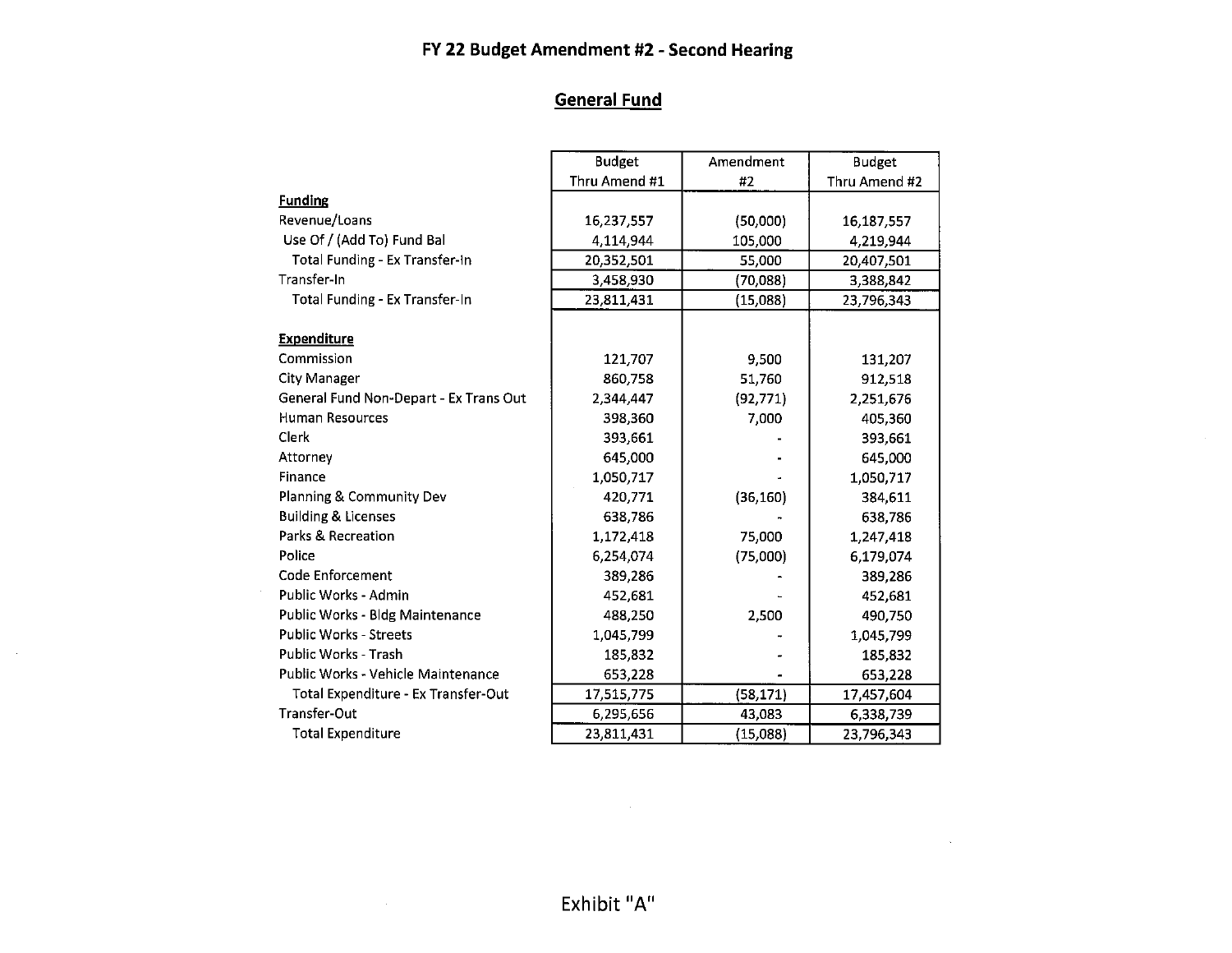# FY 22 Budget Amendment #2 - Second Hearing

## General Fund

| | Budget Thru Amend #1 | Amendment #2 | Budget Thru Amend #2 |
|---|---|---|---|
| **Funding** | | | |
| Revenue/Loans | 16,237,557 | (50,000) | 16,187,557 |
| Use Of / (Add To) Fund Bal | 4,114,944 | 105,000 | 4,219,944 |
| Total Funding - Ex Transfer-In | 20,352,501 | 55,000 | 20,407,501 |
| Transfer-In | 3,458,930 | (70,088) | 3,388,842 |
| Total Funding - Ex Transfer-In | 23,811,431 | (15,088) | 23,796,343 |
| | | | |
| **Expenditure** | | | |
| Commission | 121,707 | 9,500 | 131,207 |
| City Manager | 860,758 | 51,760 | 912,518 |
| General Fund Non-Depart - Ex Trans Out | 2,344,447 | (92,771) | 2,251,676 |
| Human Resources | 398,360 | 7,000 | 405,360 |
| Clerk | 393,661 | - | 393,661 |
| Attorney | 645,000 | - | 645,000 |
| Finance | 1,050,717 | - | 1,050,717 |
| Planning & Community Dev | 420,771 | (36,160) | 384,611 |
| Building & Licenses | 638,786 | - | 638,786 |
| Parks & Recreation | 1,172,418 | 75,000 | 1,247,418 |
| Police | 6,254,074 | (75,000) | 6,179,074 |
| Code Enforcement | 389,286 | - | 389,286 |
| Public Works - Admin | 452,681 | - | 452,681 |
| Public Works - Bldg Maintenance | 488,250 | 2,500 | 490,750 |
| Public Works - Streets | 1,045,799 | - | 1,045,799 |
| Public Works - Trash | 185,832 | - | 185,832 |
| Public Works - Vehicle Maintenance | 653,228 | - | 653,228 |
| Total Expenditure - Ex Transfer-Out | 17,515,775 | (58,171) | 17,457,604 |
| Transfer-Out | 6,295,656 | 43,083 | 6,338,739 |
| Total Expenditure | 23,811,431 | (15,088) | 23,796,343 |

Exhibit "A"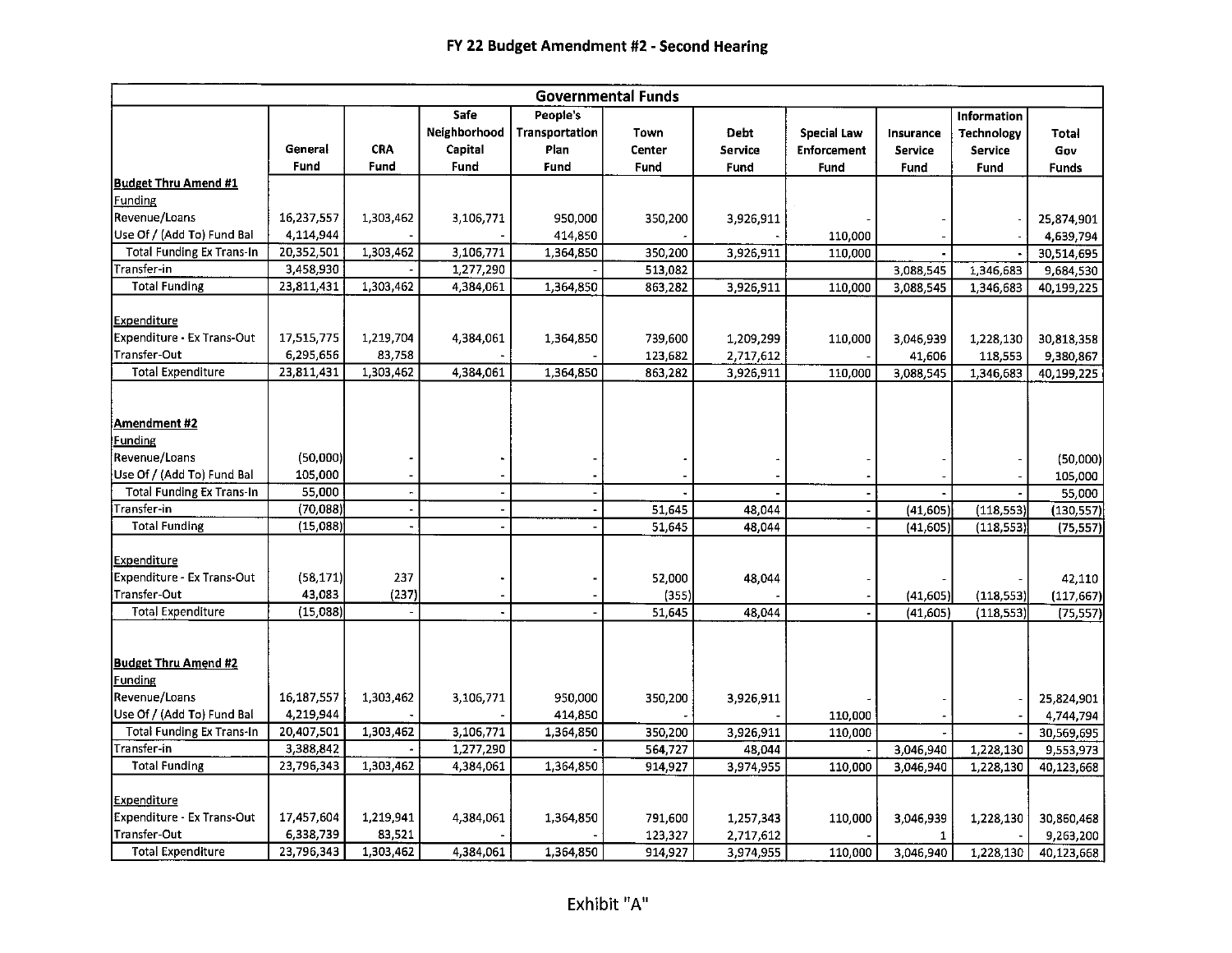# FY 22 Budget Amendment #2 - Second Hearing

| Governmental Funds | | | | | | | | | | |
|---|---|---|---|---|---|---|---|---|---|---|
| | General Fund | CRA Fund | Safe Neighborhood Capital Fund | People's Transportation Plan Fund | Town Center Fund | Debt Service Fund | Special Law Enforcement Fund | Insurance Service Fund | Information Technology Service Fund | Total Gov Funds |
| **Budget Thru Amend #1** | | | | | | | | | | |
| Funding | | | | | | | | | | |
| Revenue/Loans | 16,237,557 | 1,303,462 | 3,106,771 | 950,000 | 350,200 | 3,926,911 | - | - | - | 25,874,901 |
| Use Of / (Add To) Fund Bal | 4,114,944 | - | - | 414,850 | - | - | 110,000 | - | - | 4,639,794 |
| Total Funding Ex Trans-In | 20,352,501 | 1,303,462 | 3,106,771 | 1,364,850 | 350,200 | 3,926,911 | 110,000 | - | - | 30,514,695 |
| Transfer-in | 3,458,930 | - | 1,277,290 | - | 513,082 | | | 3,088,545 | 1,346,683 | 9,684,530 |
| Total Funding | 23,811,431 | 1,303,462 | 4,384,061 | 1,364,850 | 863,282 | 3,926,911 | 110,000 | 3,088,545 | 1,346,683 | 40,199,225 |
| Expenditure | | | | | | | | | | |
| Expenditure - Ex Trans-Out | 17,515,775 | 1,219,704 | 4,384,061 | 1,364,850 | 739,600 | 1,209,299 | 110,000 | 3,046,939 | 1,228,130 | 30,818,358 |
| Transfer-Out | 6,295,656 | 83,758 | - | - | 123,682 | 2,717,612 | - | 41,606 | 118,553 | 9,380,867 |
| Total Expenditure | 23,811,431 | 1,303,462 | 4,384,061 | 1,364,850 | 863,282 | 3,926,911 | 110,000 | 3,088,545 | 1,346,683 | 40,199,225 |
| **Amendment #2** | | | | | | | | | | |
| Funding | | | | | | | | | | |
| Revenue/Loans | (50,000) | - | - | - | - | - | - | - | - | (50,000) |
| Use Of / (Add To) Fund Bal | 105,000 | - | - | - | - | - | - | - | - | 105,000 |
| Total Funding Ex Trans-In | 55,000 | - | - | - | - | - | - | - | - | 55,000 |
| Transfer-in | (70,088) | - | - | - | 51,645 | 48,044 | - | (41,605) | (118,553) | (130,557) |
| Total Funding | (15,088) | - | - | - | 51,645 | 48,044 | - | (41,605) | (118,553) | (75,557) |
| Expenditure | | | | | | | | | | |
| Expenditure - Ex Trans-Out | (58,171) | 237 | - | - | 52,000 | 48,044 | - | - | - | 42,110 |
| Transfer-Out | 43,083 | (237) | - | - | (355) | - | - | (41,605) | (118,553) | (117,667) |
| Total Expenditure | (15,088) | - | - | - | 51,645 | 48,044 | - | (41,605) | (118,553) | (75,557) |
| **Budget Thru Amend #2** | | | | | | | | | | |
| Funding | | | | | | | | | | |
| Revenue/Loans | 16,187,557 | 1,303,462 | 3,106,771 | 950,000 | 350,200 | 3,926,911 | - | - | - | 25,824,901 |
| Use Of / (Add To) Fund Bal | 4,219,944 | - | - | 414,850 | - | - | 110,000 | - | - | 4,744,794 |
| Total Funding Ex Trans-In | 20,407,501 | 1,303,462 | 3,106,771 | 1,364,850 | 350,200 | 3,926,911 | 110,000 | - | - | 30,569,695 |
| Transfer-in | 3,388,842 | - | 1,277,290 | - | 564,727 | 48,044 | - | 3,046,940 | 1,228,130 | 9,553,973 |
| Total Funding | 23,796,343 | 1,303,462 | 4,384,061 | 1,364,850 | 914,927 | 3,974,955 | 110,000 | 3,046,940 | 1,228,130 | 40,123,668 |
| Expenditure | | | | | | | | | | |
| Expenditure - Ex Trans-Out | 17,457,604 | 1,219,941 | 4,384,061 | 1,364,850 | 791,600 | 1,257,343 | 110,000 | 3,046,939 | 1,228,130 | 30,860,468 |
| Transfer-Out | 6,338,739 | 83,521 | - | - | 123,327 | 2,717,612 | - | 1 | - | 9,263,200 |
| Total Expenditure | 23,796,343 | 1,303,462 | 4,384,061 | 1,364,850 | 914,927 | 3,974,955 | 110,000 | 3,046,940 | 1,228,130 | 40,123,668 |

Exhibit "A"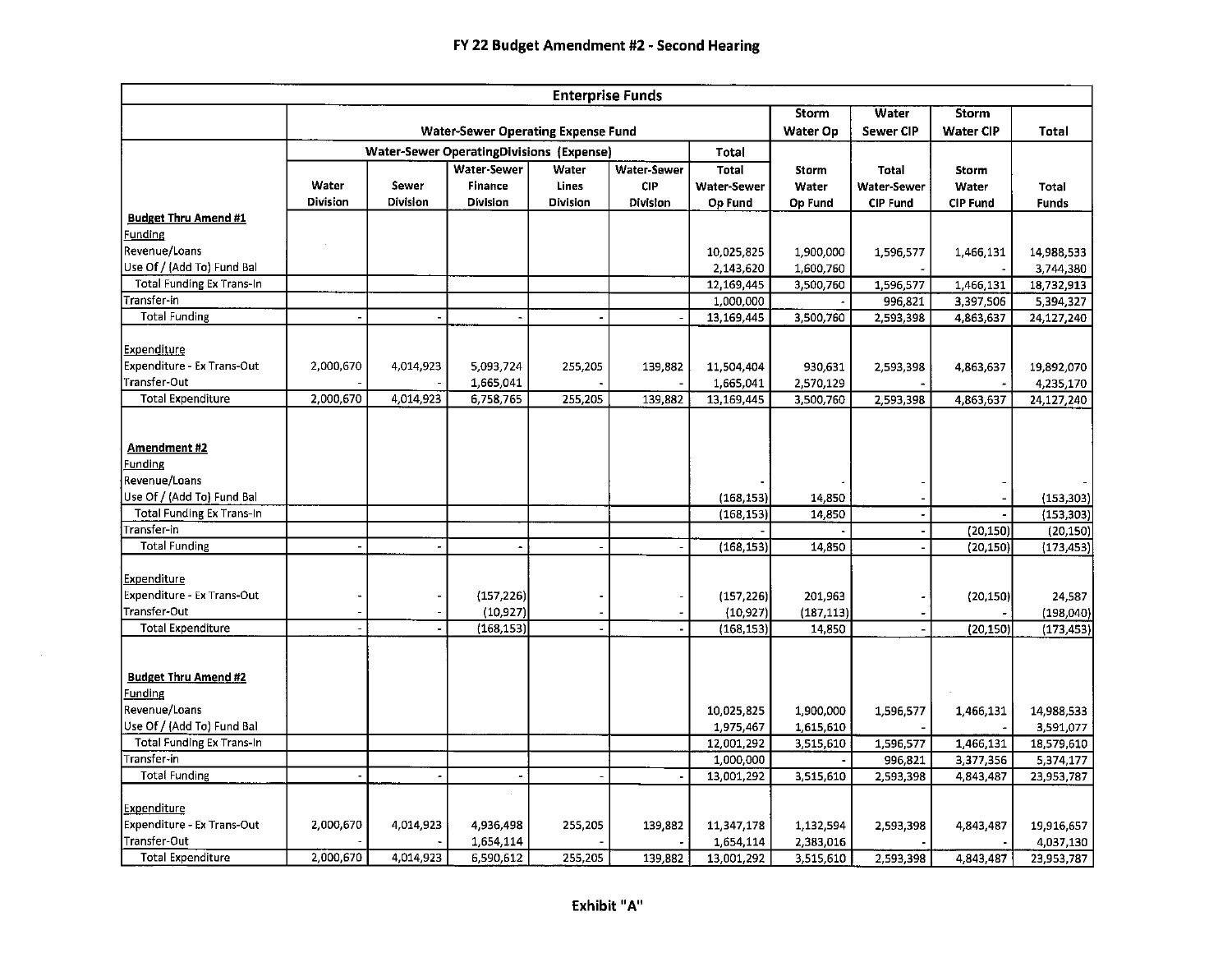# FY 22 Budget Amendment #2 - Second Hearing

| Enterprise Funds | | | | | | | | | | |
|---|---|---|---|---|---|---|---|---|---|---|
| | Water-Sewer Operating Expense Fund | | | | | | Storm Water Op | Water Sewer CIP | Storm Water CIP | Total |
| | Water-Sewer OperatingDivisions (Expense) | | | | | Total | | | | |
| | Water Division | Sewer Division | Water-Sewer Finance Division | Water Lines Division | Water-Sewer CIP Division | Total Water-Sewer Op Fund | Storm Water Op Fund | Total Water-Sewer CIP Fund | Storm Water CIP Fund | Total Funds |
| **Budget Thru Amend #1** | | | | | | | | | | |
| Funding | | | | | | | | | | |
| Revenue/Loans | | | | | | 10,025,825 | 1,900,000 | 1,596,577 | 1,466,131 | 14,988,533 |
| Use Of / (Add To) Fund Bal | | | | | | 2,143,620 | 1,600,760 | - | - | 3,744,380 |
| Total Funding Ex Trans-In | | | | | | 12,169,445 | 3,500,760 | 1,596,577 | 1,466,131 | 18,732,913 |
| Transfer-In | | | | | | 1,000,000 | - | 996,821 | 3,397,506 | 5,394,327 |
| Total Funding | - | - | - | - | - | 13,169,445 | 3,500,760 | 2,593,398 | 4,863,637 | 24,127,240 |
| Expenditure | | | | | | | | | | |
| Expenditure - Ex Trans-Out | 2,000,670 | 4,014,923 | 5,093,724 | 255,205 | 139,882 | 11,504,404 | 930,631 | 2,593,398 | 4,863,637 | 19,892,070 |
| Transfer-Out | - | - | 1,665,041 | - | - | 1,665,041 | 2,570,129 | - | - | 4,235,170 |
| Total Expenditure | 2,000,670 | 4,014,923 | 6,758,765 | 255,205 | 139,882 | 13,169,445 | 3,500,760 | 2,593,398 | 4,863,637 | 24,127,240 |
| **Amendment #2** | | | | | | | | | | |
| Funding | | | | | | | | | | |
| Revenue/Loans | | | | | | - | - | - | - | - |
| Use Of / (Add To) Fund Bal | | | | | | (168,153) | 14,850 | - | - | (153,303) |
| Total Funding Ex Trans-In | | | | | | (168,153) | 14,850 | - | - | (153,303) |
| Transfer-In | | | | | | - | - | - | (20,150) | (20,150) |
| Total Funding | - | - | - | - | - | (168,153) | 14,850 | - | (20,150) | (173,453) |
| Expenditure | | | | | | | | | | |
| Expenditure - Ex Trans-Out | - | - | (157,226) | - | - | (157,226) | 201,963 | - | (20,150) | 24,587 |
| Transfer-Out | - | - | (10,927) | - | - | (10,927) | (187,113) | - | - | (198,040) |
| Total Expenditure | - | - | (168,153) | - | - | (168,153) | 14,850 | - | (20,150) | (173,453) |
| **Budget Thru Amend #2** | | | | | | | | | | |
| Funding | | | | | | | | | | |
| Revenue/Loans | | | | | | 10,025,825 | 1,900,000 | 1,596,577 | 1,466,131 | 14,988,533 |
| Use Of / (Add To) Fund Bal | | | | | | 1,975,467 | 1,615,610 | - | - | 3,591,077 |
| Total Funding Ex Trans-In | | | | | | 12,001,292 | 3,515,610 | 1,596,577 | 1,466,131 | 18,579,610 |
| Transfer-In | | | | | | 1,000,000 | - | 996,821 | 3,377,356 | 5,374,177 |
| Total Funding | - | - | - | - | - | 13,001,292 | 3,515,610 | 2,593,398 | 4,843,487 | 23,953,787 |
| Expenditure | | | | | | | | | | |
| Expenditure - Ex Trans-Out | 2,000,670 | 4,014,923 | 4,936,498 | 255,205 | 139,882 | 11,347,178 | 1,132,594 | 2,593,398 | 4,843,487 | 19,916,657 |
| Transfer-Out | - | - | 1,654,114 | - | - | 1,654,114 | 2,383,016 | - | - | 4,037,130 |
| Total Expenditure | 2,000,670 | 4,014,923 | 6,590,612 | 255,205 | 139,882 | 13,001,292 | 3,515,610 | 2,593,398 | 4,843,487 | 23,953,787 |

**Exhibit "A"**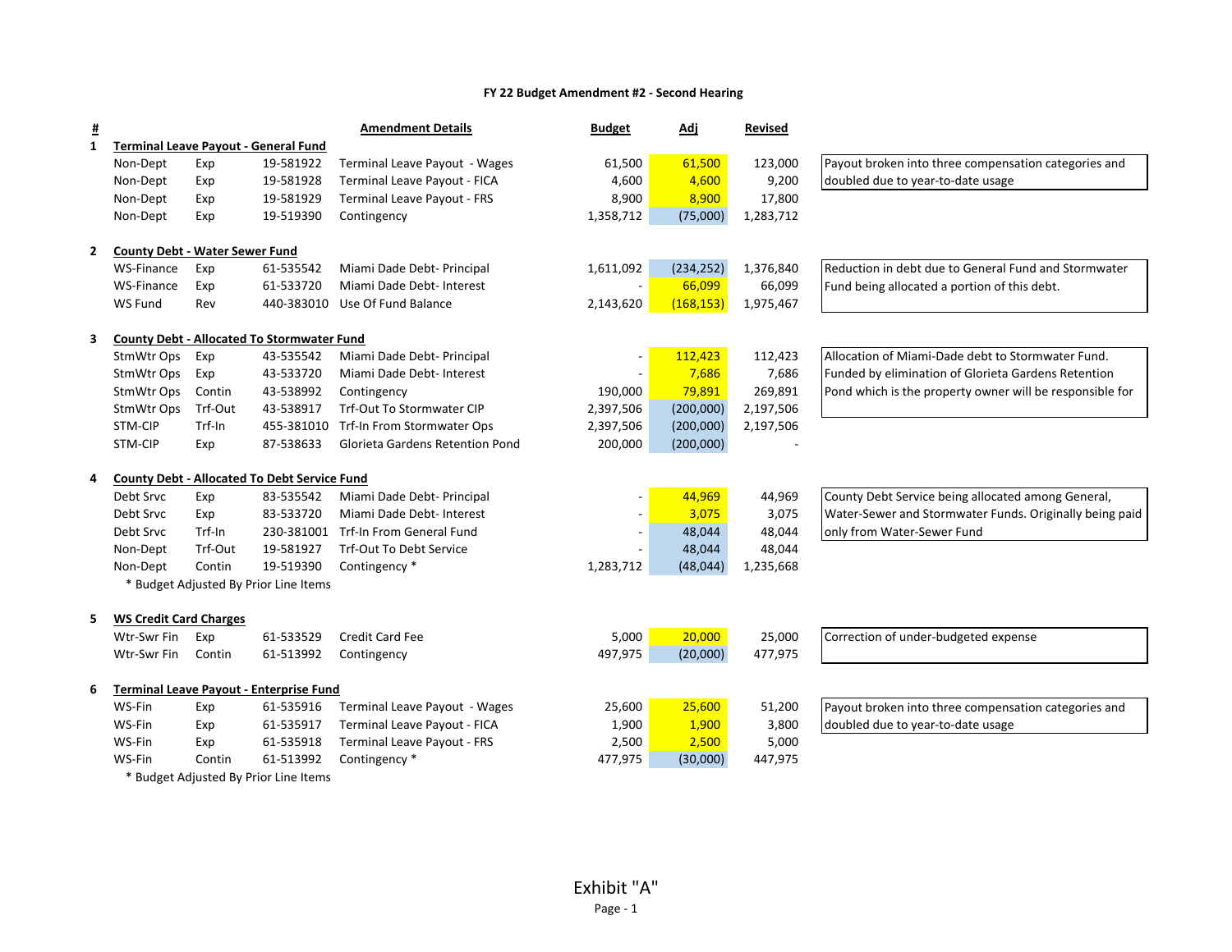**FY 22 Budget Amendment #2 - Second Hearing**

| # | | | | Amendment Details | Budget | Adj | Revised | |
|---|---|---|---|---|---|---|---|---|
| 1 | **Terminal Leave Payout - General Fund** | | | | | | | |
| | Non-Dept | Exp | 19-581922 | Terminal Leave Payout - Wages | 61,500 | 61,500 | 123,000 | Payout broken into three compensation categories and doubled due to year-to-date usage |
| | Non-Dept | Exp | 19-581928 | Terminal Leave Payout - FICA | 4,600 | 4,600 | 9,200 | |
| | Non-Dept | Exp | 19-581929 | Terminal Leave Payout - FRS | 8,900 | 8,900 | 17,800 | |
| | Non-Dept | Exp | 19-519390 | Contingency | 1,358,712 | (75,000) | 1,283,712 | |
| 2 | **County Debt - Water Sewer Fund** | | | | | | | |
| | WS-Finance | Exp | 61-535542 | Miami Dade Debt- Principal | 1,611,092 | (234,252) | 1,376,840 | Reduction in debt due to General Fund and Stormwater Fund being allocated a portion of this debt. |
| | WS-Finance | Exp | 61-533720 | Miami Dade Debt- Interest | - | 66,099 | 66,099 | |
| | WS Fund | Rev | 440-383010 | Use Of Fund Balance | 2,143,620 | (168,153) | 1,975,467 | |
| 3 | **County Debt - Allocated To Stormwater Fund** | | | | | | | |
| | StmWtr Ops | Exp | 43-535542 | Miami Dade Debt- Principal | - | 112,423 | 112,423 | Allocation of Miami-Dade debt to Stormwater Fund. Funded by elimination of Glorieta Gardens Retention Pond which is the property owner will be responsible for |
| | StmWtr Ops | Exp | 43-533720 | Miami Dade Debt- Interest | - | 7,686 | 7,686 | |
| | StmWtr Ops | Contin | 43-538992 | Contingency | 190,000 | 79,891 | 269,891 | |
| | StmWtr Ops | Trf-Out | 43-538917 | Trf-Out To Stormwater CIP | 2,397,506 | (200,000) | 2,197,506 | |
| | STM-CIP | Trf-In | 455-381010 | Trf-In From Stormwater Ops | 2,397,506 | (200,000) | 2,197,506 | |
| | STM-CIP | Exp | 87-538633 | Glorieta Gardens Retention Pond | 200,000 | (200,000) | - | |
| 4 | **County Debt - Allocated To Debt Service Fund** | | | | | | | |
| | Debt Srvc | Exp | 83-535542 | Miami Dade Debt- Principal | - | 44,969 | 44,969 | County Debt Service being allocated among General, Water-Sewer and Stormwater Funds. Originally being paid only from Water-Sewer Fund |
| | Debt Srvc | Exp | 83-533720 | Miami Dade Debt- Interest | - | 3,075 | 3,075 | |
| | Debt Srvc | Trf-In | 230-381001 | Trf-In From General Fund | - | 48,044 | 48,044 | |
| | Non-Dept | Trf-Out | 19-581927 | Trf-Out To Debt Service | - | 48,044 | 48,044 | |
| | Non-Dept | Contin | 19-519390 | Contingency * | 1,283,712 | (48,044) | 1,235,668 | |
| | * Budget Adjusted By Prior Line Items | | | | | | | |
| 5 | **WS Credit Card Charges** | | | | | | | |
| | Wtr-Swr Fin | Exp | 61-533529 | Credit Card Fee | 5,000 | 20,000 | 25,000 | Correction of under-budgeted expense |
| | Wtr-Swr Fin | Contin | 61-513992 | Contingency | 497,975 | (20,000) | 477,975 | |
| 6 | **Terminal Leave Payout - Enterprise Fund** | | | | | | | |
| | WS-Fin | Exp | 61-535916 | Terminal Leave Payout - Wages | 25,600 | 25,600 | 51,200 | Payout broken into three compensation categories and doubled due to year-to-date usage |
| | WS-Fin | Exp | 61-535917 | Terminal Leave Payout - FICA | 1,900 | 1,900 | 3,800 | |
| | WS-Fin | Exp | 61-535918 | Terminal Leave Payout - FRS | 2,500 | 2,500 | 5,000 | |
| | WS-Fin | Contin | 61-513992 | Contingency * | 477,975 | (30,000) | 447,975 | |
| | * Budget Adjusted By Prior Line Items | | | | | | | |

Exhibit "A"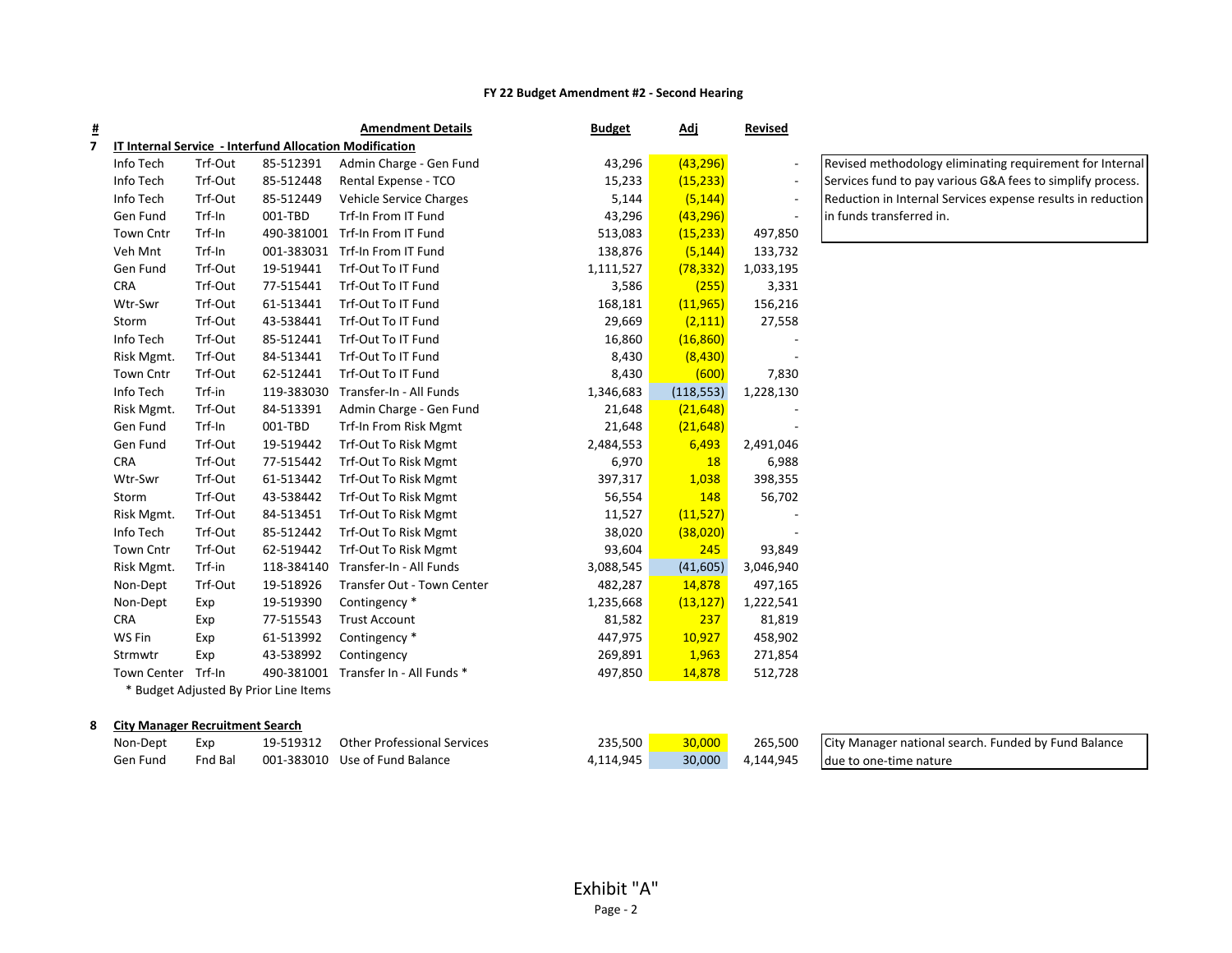**FY 22 Budget Amendment #2 - Second Hearing**

| # | | | | Amendment Details | Budget | Adj | Revised | |
|---|---|---|---|---|---|---|---|---|
| 7 | **IT Internal Service - Interfund Allocation Modification** | | | | | | | |
| | Info Tech | Trf-Out | 85-512391 | Admin Charge - Gen Fund | 43,296 | (43,296) | - | Revised methodology eliminating requirement for Internal Services fund to pay various G&A fees to simplify process. Reduction in Internal Services expense results in reduction in funds transferred in. |
| | Info Tech | Trf-Out | 85-512448 | Rental Expense - TCO | 15,233 | (15,233) | - | |
| | Info Tech | Trf-Out | 85-512449 | Vehicle Service Charges | 5,144 | (5,144) | - | |
| | Gen Fund | Trf-In | 001-TBD | Trf-In From IT Fund | 43,296 | (43,296) | - | |
| | Town Cntr | Trf-In | 490-381001 | Trf-In From IT Fund | 513,083 | (15,233) | 497,850 | |
| | Veh Mnt | Trf-In | 001-383031 | Trf-In From IT Fund | 138,876 | (5,144) | 133,732 | |
| | Gen Fund | Trf-Out | 19-519441 | Trf-Out To IT Fund | 1,111,527 | (78,332) | 1,033,195 | |
| | CRA | Trf-Out | 77-515441 | Trf-Out To IT Fund | 3,586 | (255) | 3,331 | |
| | Wtr-Swr | Trf-Out | 61-513441 | Trf-Out To IT Fund | 168,181 | (11,965) | 156,216 | |
| | Storm | Trf-Out | 43-538441 | Trf-Out To IT Fund | 29,669 | (2,111) | 27,558 | |
| | Info Tech | Trf-Out | 85-512441 | Trf-Out To IT Fund | 16,860 | (16,860) | - | |
| | Risk Mgmt. | Trf-Out | 84-513441 | Trf-Out To IT Fund | 8,430 | (8,430) | - | |
| | Town Cntr | Trf-Out | 62-512441 | Trf-Out To IT Fund | 8,430 | (600) | 7,830 | |
| | Info Tech | Trf-in | 119-383030 | Transfer-In - All Funds | 1,346,683 | (118,553) | 1,228,130 | |
| | Risk Mgmt. | Trf-Out | 84-513391 | Admin Charge - Gen Fund | 21,648 | (21,648) | - | |
| | Gen Fund | Trf-In | 001-TBD | Trf-In From Risk Mgmt | 21,648 | (21,648) | - | |
| | Gen Fund | Trf-Out | 19-519442 | Trf-Out To Risk Mgmt | 2,484,553 | 6,493 | 2,491,046 | |
| | CRA | Trf-Out | 77-515442 | Trf-Out To Risk Mgmt | 6,970 | 18 | 6,988 | |
| | Wtr-Swr | Trf-Out | 61-513442 | Trf-Out To Risk Mgmt | 397,317 | 1,038 | 398,355 | |
| | Storm | Trf-Out | 43-538442 | Trf-Out To Risk Mgmt | 56,554 | 148 | 56,702 | |
| | Risk Mgmt. | Trf-Out | 84-513451 | Trf-Out To Risk Mgmt | 11,527 | (11,527) | - | |
| | Info Tech | Trf-Out | 85-512442 | Trf-Out To Risk Mgmt | 38,020 | (38,020) | - | |
| | Town Cntr | Trf-Out | 62-519442 | Trf-Out To Risk Mgmt | 93,604 | 245 | 93,849 | |
| | Risk Mgmt. | Trf-in | 118-384140 | Transfer-In - All Funds | 3,088,545 | (41,605) | 3,046,940 | |
| | Non-Dept | Trf-Out | 19-518926 | Transfer Out - Town Center | 482,287 | 14,878 | 497,165 | |
| | Non-Dept | Exp | 19-519390 | Contingency * | 1,235,668 | (13,127) | 1,222,541 | |
| | CRA | Exp | 77-515543 | Trust Account | 81,582 | 237 | 81,819 | |
| | WS Fin | Exp | 61-513992 | Contingency * | 447,975 | 10,927 | 458,902 | |
| | Strmwtr | Exp | 43-538992 | Contingency | 269,891 | 1,963 | 271,854 | |
| | Town Center | Trf-In | 490-381001 | Transfer In - All Funds * | 497,850 | 14,878 | 512,728 | |
| | * Budget Adjusted By Prior Line Items | | | | | | | |
| 8 | **City Manager Recruitment Search** | | | | | | | |
| | Non-Dept | Exp | 19-519312 | Other Professional Services | 235,500 | 30,000 | 265,500 | City Manager national search. Funded by Fund Balance due to one-time nature |
| | Gen Fund | Fnd Bal | 001-383010 | Use of Fund Balance | 4,114,945 | 30,000 | 4,144,945 | |

Exhibit "A"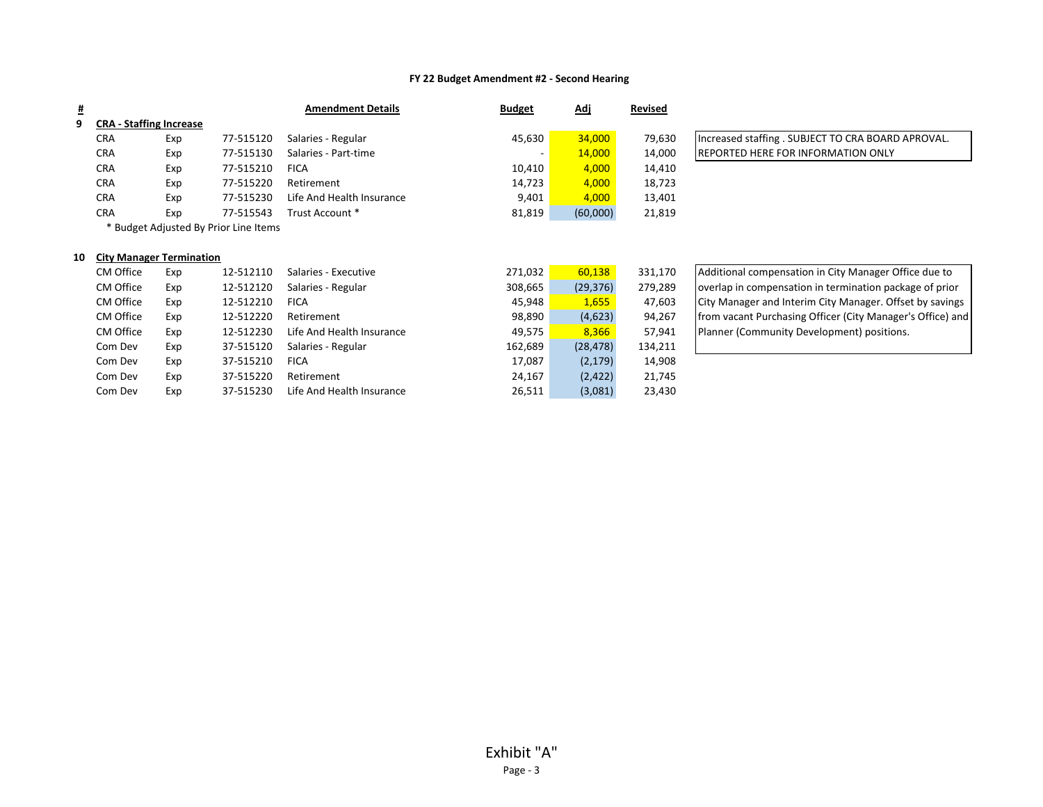**FY 22 Budget Amendment #2 - Second Hearing**

| # | | | | Amendment Details | Budget | Adj | Revised | |
|---|---|---|---|---|---|---|---|---|
| 9 | **CRA - Staffing Increase** | | | | | | | |
| | CRA | Exp | 77-515120 | Salaries - Regular | 45,630 | 34,000 | 79,630 | Increased staffing . SUBJECT TO CRA BOARD APROVAL. REPORTED HERE FOR INFORMATION ONLY |
| | CRA | Exp | 77-515130 | Salaries - Part-time | - | 14,000 | 14,000 | |
| | CRA | Exp | 77-515210 | FICA | 10,410 | 4,000 | 14,410 | |
| | CRA | Exp | 77-515220 | Retirement | 14,723 | 4,000 | 18,723 | |
| | CRA | Exp | 77-515230 | Life And Health Insurance | 9,401 | 4,000 | 13,401 | |
| | CRA | Exp | 77-515543 | Trust Account * | 81,819 | (60,000) | 21,819 | |
| | * Budget Adjusted By Prior Line Items | | | | | | | |
| 10 | **City Manager Termination** | | | | | | | |
| | CM Office | Exp | 12-512110 | Salaries - Executive | 271,032 | 60,138 | 331,170 | Additional compensation in City Manager Office due to overlap in compensation in termination package of prior City Manager and Interim City Manager. Offset by savings from vacant Purchasing Officer (City Manager's Office) and Planner (Community Development) positions. |
| | CM Office | Exp | 12-512120 | Salaries - Regular | 308,665 | (29,376) | 279,289 | |
| | CM Office | Exp | 12-512210 | FICA | 45,948 | 1,655 | 47,603 | |
| | CM Office | Exp | 12-512220 | Retirement | 98,890 | (4,623) | 94,267 | |
| | CM Office | Exp | 12-512230 | Life And Health Insurance | 49,575 | 8,366 | 57,941 | |
| | Com Dev | Exp | 37-515120 | Salaries - Regular | 162,689 | (28,478) | 134,211 | |
| | Com Dev | Exp | 37-515210 | FICA | 17,087 | (2,179) | 14,908 | |
| | Com Dev | Exp | 37-515220 | Retirement | 24,167 | (2,422) | 21,745 | |
| | Com Dev | Exp | 37-515230 | Life And Health Insurance | 26,511 | (3,081) | 23,430 | |

Exhibit "A"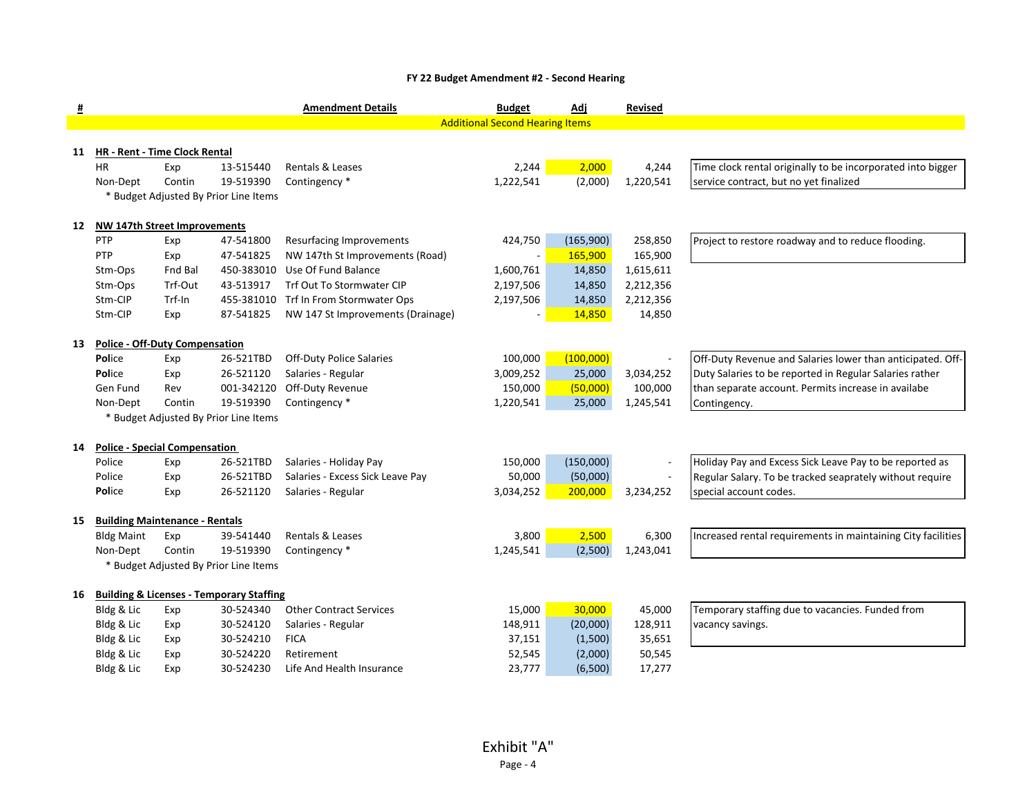**FY 22 Budget Amendment #2 - Second Hearing**

| # | | | | Amendment Details | Budget | Adj | Revised | |
|---|---|---|---|---|---|---|---|---|
| | | | | **Additional Second Hearing Items** | | | | |
| **11** | **HR - Rent - Time Clock Rental** | | | | | | | |
| | HR | Exp | 13-515440 | Rentals & Leases | 2,244 | 2,000 | 4,244 | Time clock rental originally to be incorporated into bigger service contract, but no yet finalized |
| | Non-Dept | Contin | 19-519390 | Contingency * | 1,222,541 | (2,000) | 1,220,541 | |
| | * Budget Adjusted By Prior Line Items | | | | | | | |
| **12** | **NW 147th Street Improvements** | | | | | | | |
| | PTP | Exp | 47-541800 | Resurfacing Improvements | 424,750 | (165,900) | 258,850 | Project to restore roadway and to reduce flooding. |
| | PTP | Exp | 47-541825 | NW 147th St Improvements (Road) | - | 165,900 | 165,900 | |
| | Stm-Ops | Fnd Bal | 450-383010 | Use Of Fund Balance | 1,600,761 | 14,850 | 1,615,611 | |
| | Stm-Ops | Trf-Out | 43-513917 | Trf Out To Stormwater CIP | 2,197,506 | 14,850 | 2,212,356 | |
| | Stm-CIP | Trf-In | 455-381010 | Trf In From Stormwater Ops | 2,197,506 | 14,850 | 2,212,356 | |
| | Stm-CIP | Exp | 87-541825 | NW 147 St Improvements (Drainage) | - | 14,850 | 14,850 | |
| **13** | **Police - Off-Duty Compensation** | | | | | | | |
| | Police | Exp | 26-521TBD | Off-Duty Police Salaries | 100,000 | (100,000) | - | Off-Duty Revenue and Salaries lower than anticipated. Off-Duty Salaries to be reported in Regular Salaries rather than separate account. Permits increase in availabe Contingency. |
| | Police | Exp | 26-521120 | Salaries - Regular | 3,009,252 | 25,000 | 3,034,252 | |
| | Gen Fund | Rev | 001-342120 | Off-Duty Revenue | 150,000 | (50,000) | 100,000 | |
| | Non-Dept | Contin | 19-519390 | Contingency * | 1,220,541 | 25,000 | 1,245,541 | |
| | * Budget Adjusted By Prior Line Items | | | | | | | |
| **14** | **Police - Special Compensation** | | | | | | | |
| | Police | Exp | 26-521TBD | Salaries - Holiday Pay | 150,000 | (150,000) | - | Holiday Pay and Excess Sick Leave Pay to be reported as Regular Salary. To be tracked seaprately without require special account codes. |
| | Police | Exp | 26-521TBD | Salaries - Excess Sick Leave Pay | 50,000 | (50,000) | - | |
| | Police | Exp | 26-521120 | Salaries - Regular | 3,034,252 | 200,000 | 3,234,252 | |
| **15** | **Building Maintenance - Rentals** | | | | | | | |
| | Bldg Maint | Exp | 39-541440 | Rentals & Leases | 3,800 | 2,500 | 6,300 | Increased rental requirements in maintaining City facilities |
| | Non-Dept | Contin | 19-519390 | Contingency * | 1,245,541 | (2,500) | 1,243,041 | |
| | * Budget Adjusted By Prior Line Items | | | | | | | |
| **16** | **Building & Licenses - Temporary Staffing** | | | | | | | |
| | Bldg & Lic | Exp | 30-524340 | Other Contract Services | 15,000 | 30,000 | 45,000 | Temporary staffing due to vacancies. Funded from vacancy savings. |
| | Bldg & Lic | Exp | 30-524120 | Salaries - Regular | 148,911 | (20,000) | 128,911 | |
| | Bldg & Lic | Exp | 30-524210 | FICA | 37,151 | (1,500) | 35,651 | |
| | Bldg & Lic | Exp | 30-524220 | Retirement | 52,545 | (2,000) | 50,545 | |
| | Bldg & Lic | Exp | 30-524230 | Life And Health Insurance | 23,777 | (6,500) | 17,277 | |

Exhibit "A"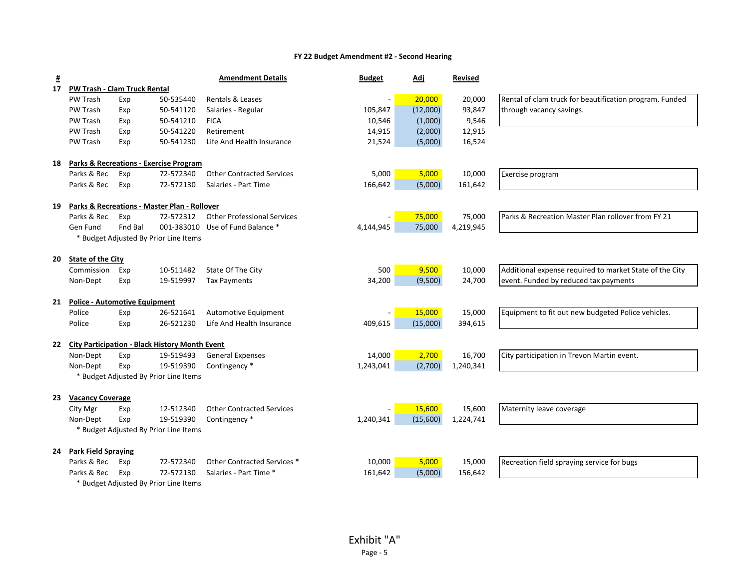**FY 22 Budget Amendment #2 - Second Hearing**

| # | | | | Amendment Details | Budget | Adj | Revised | |
|---|---|---|---|---|---|---|---|---|
| 17 | **PW Trash - Clam Truck Rental** | | | | | | | |
| | PW Trash | Exp | 50-535440 | Rentals & Leases | - | 20,000 | 20,000 | Rental of clam truck for beautification program. Funded through vacancy savings. |
| | PW Trash | Exp | 50-541120 | Salaries - Regular | 105,847 | (12,000) | 93,847 | |
| | PW Trash | Exp | 50-541210 | FICA | 10,546 | (1,000) | 9,546 | |
| | PW Trash | Exp | 50-541220 | Retirement | 14,915 | (2,000) | 12,915 | |
| | PW Trash | Exp | 50-541230 | Life And Health Insurance | 21,524 | (5,000) | 16,524 | |
| 18 | **Parks & Recreations - Exercise Program** | | | | | | | |
| | Parks & Rec | Exp | 72-572340 | Other Contracted Services | 5,000 | 5,000 | 10,000 | Exercise program |
| | Parks & Rec | Exp | 72-572130 | Salaries - Part Time | 166,642 | (5,000) | 161,642 | |
| 19 | **Parks & Recreations - Master Plan - Rollover** | | | | | | | |
| | Parks & Rec | Exp | 72-572312 | Other Professional Services | - | 75,000 | 75,000 | Parks & Recreation Master Plan rollover from FY 21 |
| | Gen Fund | Fnd Bal | 001-383010 | Use of Fund Balance * | 4,144,945 | 75,000 | 4,219,945 | |
| | * Budget Adjusted By Prior Line Items | | | | | | | |
| 20 | **State of the City** | | | | | | | |
| | Commission | Exp | 10-511482 | State Of The City | 500 | 9,500 | 10,000 | Additional expense required to market State of the City event. Funded by reduced tax payments |
| | Non-Dept | Exp | 19-519997 | Tax Payments | 34,200 | (9,500) | 24,700 | |
| 21 | **Police - Automotive Equipment** | | | | | | | |
| | Police | Exp | 26-521641 | Automotive Equipment | - | 15,000 | 15,000 | Equipment to fit out new budgeted Police vehicles. |
| | Police | Exp | 26-521230 | Life And Health Insurance | 409,615 | (15,000) | 394,615 | |
| 22 | **City Participation - Black History Month Event** | | | | | | | |
| | Non-Dept | Exp | 19-519493 | General Expenses | 14,000 | 2,700 | 16,700 | City participation in Trevon Martin event. |
| | Non-Dept | Exp | 19-519390 | Contingency * | 1,243,041 | (2,700) | 1,240,341 | |
| | * Budget Adjusted By Prior Line Items | | | | | | | |
| 23 | **Vacancy Coverage** | | | | | | | |
| | City Mgr | Exp | 12-512340 | Other Contracted Services | - | 15,600 | 15,600 | Maternity leave coverage |
| | Non-Dept | Exp | 19-519390 | Contingency * | 1,240,341 | (15,600) | 1,224,741 | |
| | * Budget Adjusted By Prior Line Items | | | | | | | |
| 24 | **Park Field Spraying** | | | | | | | |
| | Parks & Rec | Exp | 72-572340 | Other Contracted Services * | 10,000 | 5,000 | 15,000 | Recreation field spraying service for bugs |
| | Parks & Rec | Exp | 72-572130 | Salaries - Part Time * | 161,642 | (5,000) | 156,642 | |
| | * Budget Adjusted By Prior Line Items | | | | | | | |

Exhibit "A"

Page - 5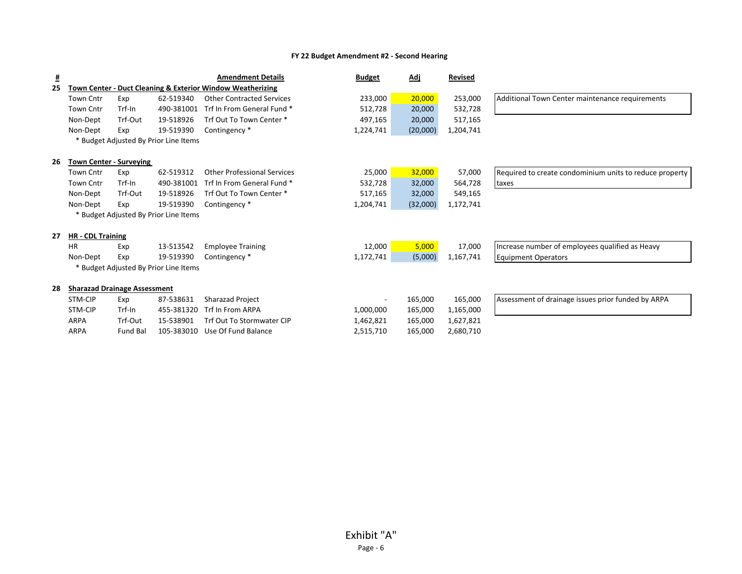**FY 22 Budget Amendment #2 - Second Hearing**

| # | | | | Amendment Details | Budget | Adj | Revised | |
|---|---|---|---|---|---|---|---|---|
| 25 | **Town Center - Duct Cleaning & Exterior Window Weatherizing** | | | | | | | |
| | Town Cntr | Exp | 62-519340 | Other Contracted Services | 233,000 | 20,000 | 253,000 | Additional Town Center maintenance requirements |
| | Town Cntr | Trf-In | 490-381001 | Trf In From General Fund * | 512,728 | 20,000 | 532,728 | |
| | Non-Dept | Trf-Out | 19-518926 | Trf Out To Town Center * | 497,165 | 20,000 | 517,165 | |
| | Non-Dept | Exp | 19-519390 | Contingency * | 1,224,741 | (20,000) | 1,204,741 | |
| | * Budget Adjusted By Prior Line Items | | | | | | | |
| 26 | **Town Center - Surveying** | | | | | | | |
| | Town Cntr | Exp | 62-519312 | Other Professional Services | 25,000 | 32,000 | 57,000 | Required to create condominium units to reduce property taxes |
| | Town Cntr | Trf-In | 490-381001 | Trf In From General Fund * | 532,728 | 32,000 | 564,728 | |
| | Non-Dept | Trf-Out | 19-518926 | Trf Out To Town Center * | 517,165 | 32,000 | 549,165 | |
| | Non-Dept | Exp | 19-519390 | Contingency * | 1,204,741 | (32,000) | 1,172,741 | |
| | * Budget Adjusted By Prior Line Items | | | | | | | |
| 27 | **HR - CDL Training** | | | | | | | |
| | HR | Exp | 13-513542 | Employee Training | 12,000 | 5,000 | 17,000 | Increase number of employees qualified as Heavy Equipment Operators |
| | Non-Dept | Exp | 19-519390 | Contingency * | 1,172,741 | (5,000) | 1,167,741 | |
| | * Budget Adjusted By Prior Line Items | | | | | | | |
| 28 | **Sharazad Drainage Assessment** | | | | | | | |
| | STM-CIP | Exp | 87-538631 | Sharazad Project | - | 165,000 | 165,000 | Assessment of drainage issues prior funded by ARPA |
| | STM-CIP | Trf-In | 455-381320 | Trf In From ARPA | 1,000,000 | 165,000 | 1,165,000 | |
| | ARPA | Trf-Out | 15-538901 | Trf Out To Stormwater CIP | 1,462,821 | 165,000 | 1,627,821 | |
| | ARPA | Fund Bal | 105-383010 | Use Of Fund Balance | 2,515,710 | 165,000 | 2,680,710 | |

Exhibit "A"

Page - 6